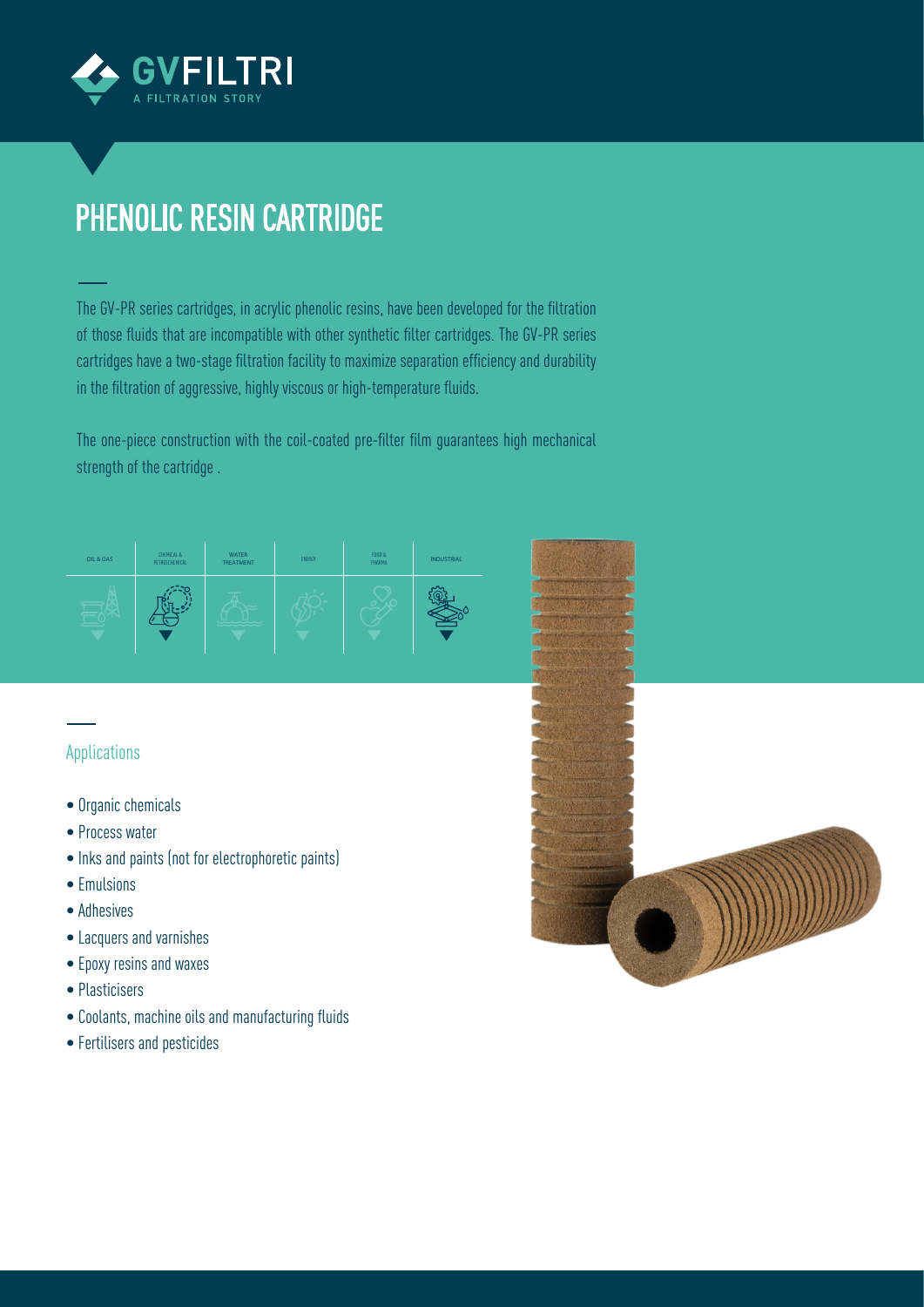GVFILTRI
A FILTRATION STORY

# PHENOLIC RESIN CARTRIDGE

The GV-PR series cartridges, in acrylic phenolic resins, have been developed for the filtration of those fluids that are incompatible with other synthetic filter cartridges. The GV-PR series cartridges have a two-stage filtration facility to maximize separation efficiency and durability in the filtration of aggressive, highly viscous or high-temperature fluids.

The one-piece construction with the coil-coated pre-filter film guarantees high mechanical strength of the cartridge .

| OIL & GAS | CHEMICAL & PETROLCHEMICAL | WATER TREATMENT | ENERGY | FOOD & PHARMA | INDUSTRIAL |
|---|---|---|---|---|---|

## Applications

- Organic chemicals
- Process water
- Inks and paints (not for electrophoretic paints)
- Emulsions
- Adhesives
- Lacquers and varnishes
- Epoxy resins and waxes
- Plasticisers
- Coolants, machine oils and manufacturing fluids
- Fertilisers and pesticides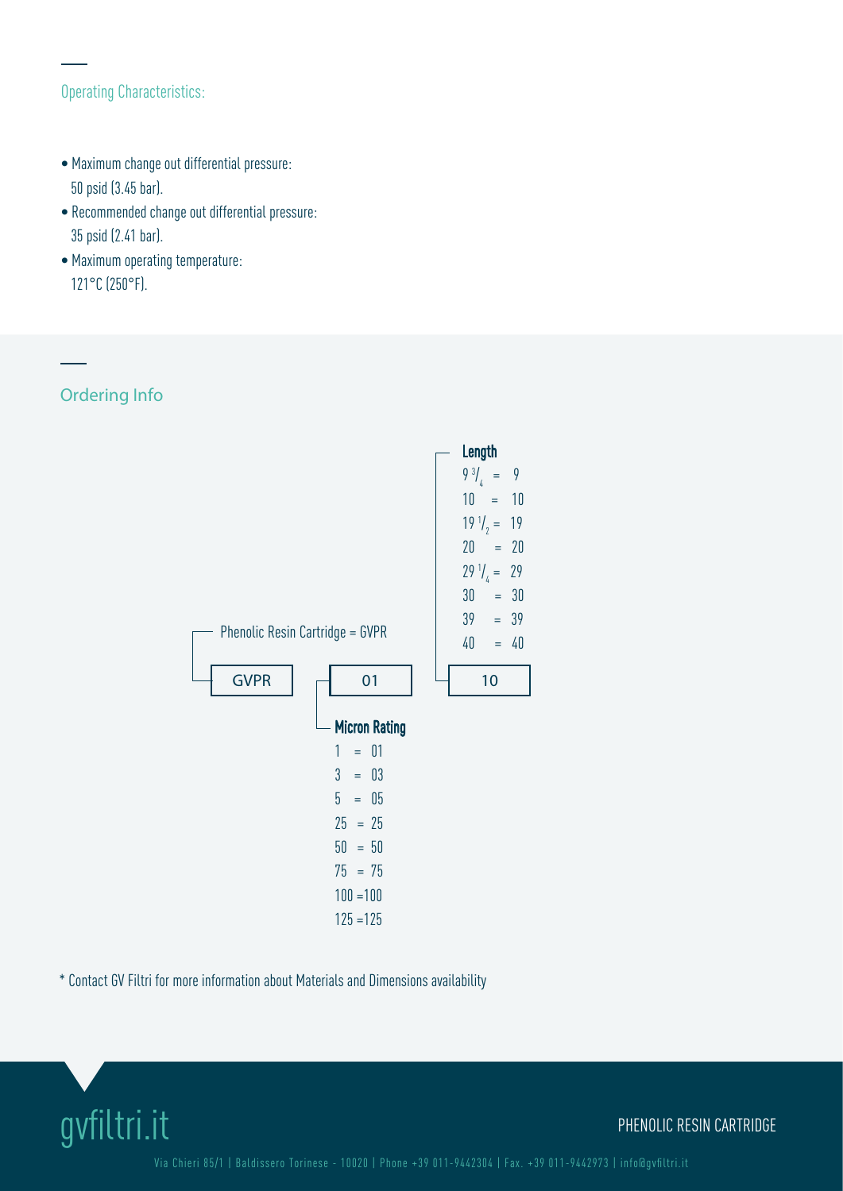## Operating Characteristics:

- Maximum change out differential pressure: 50 psid (3.45 bar).
- Recommended change out differential pressure: 35 psid (2.41 bar).
- Maximum operating temperature: 121°C (250°F).

## Ordering Info

GVPR | 01 | 10

Phenolic Resin Cartridge = GVPR

**Micron Rating**

| | |
|---|---|
| 1 | 01 |
| 3 | 03 |
| 5 | 05 |
| 25 | 25 |
| 50 | 50 |
| 75 | 75 |
| 100 | 100 |
| 125 | 125 |

**Length**

| | |
|---|---|
| 9 3/4 | 9 |
| 10 | 10 |
| 19 1/2 | 19 |
| 20 | 20 |
| 29 1/4 | 29 |
| 30 | 30 |
| 39 | 39 |
| 40 | 40 |

* Contact GV Filtri for more information about Materials and Dimensions availability

gvfiltri.it

PHENOLIC RESIN CARTRIDGE

Via Chieri 85/1 | Baldissero Torinese - 10020 | Phone +39 011-9442304 | Fax. +39 011-9442973 | info@gvfiltri.it